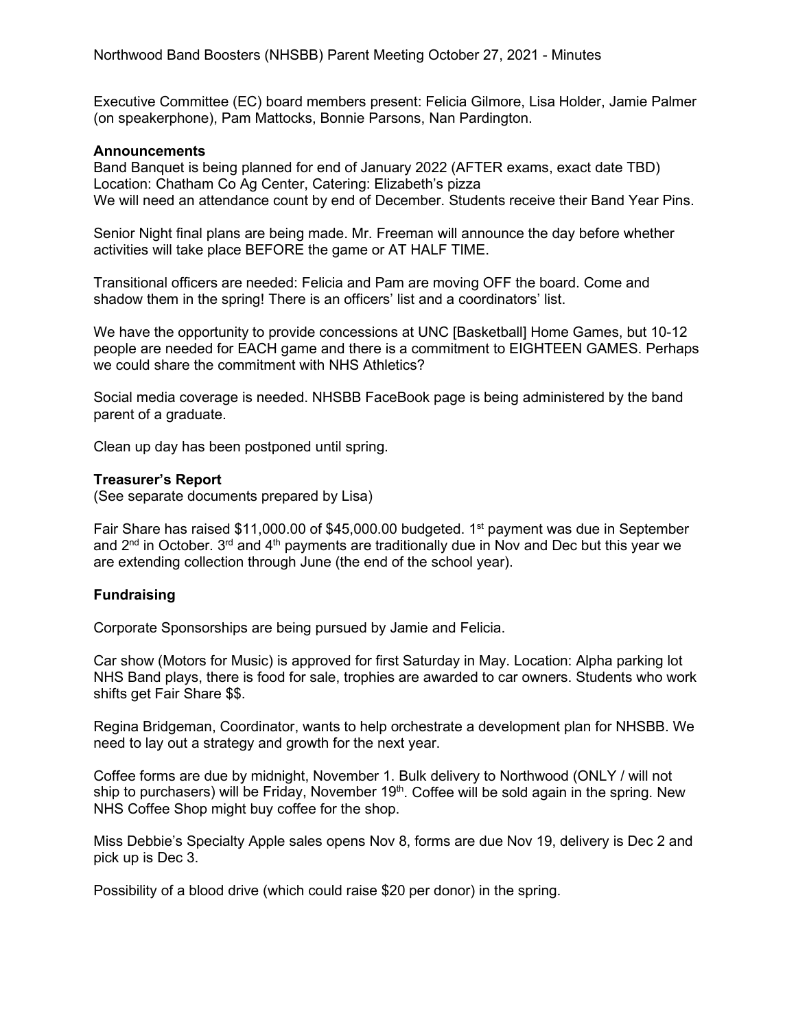Northwood Band Boosters (NHSBB) Parent Meeting October 27, 2021 - Minutes

Executive Committee (EC) board members present: Felicia Gilmore, Lisa Holder, Jamie Palmer (on speakerphone), Pam Mattocks, Bonnie Parsons, Nan Pardington.

**Announcements**

Band Banquet is being planned for end of January 2022 (AFTER exams, exact date TBD)
Location: Chatham Co Ag Center, Catering: Elizabeth's pizza
We will need an attendance count by end of December. Students receive their Band Year Pins.

Senior Night final plans are being made. Mr. Freeman will announce the day before whether activities will take place BEFORE the game or AT HALF TIME.

Transitional officers are needed: Felicia and Pam are moving OFF the board. Come and shadow them in the spring! There is an officers' list and a coordinators' list.

We have the opportunity to provide concessions at UNC [Basketball] Home Games, but 10-12 people are needed for EACH game and there is a commitment to EIGHTEEN GAMES. Perhaps we could share the commitment with NHS Athletics?

Social media coverage is needed. NHSBB FaceBook page is being administered by the band parent of a graduate.

Clean up day has been postponed until spring.

**Treasurer's Report**

(See separate documents prepared by Lisa)

Fair Share has raised $11,000.00 of $45,000.00 budgeted. 1st payment was due in September and 2nd in October. 3rd and 4th payments are traditionally due in Nov and Dec but this year we are extending collection through June (the end of the school year).

**Fundraising**

Corporate Sponsorships are being pursued by Jamie and Felicia.

Car show (Motors for Music) is approved for first Saturday in May. Location: Alpha parking lot NHS Band plays, there is food for sale, trophies are awarded to car owners. Students who work shifts get Fair Share $$.

Regina Bridgeman, Coordinator, wants to help orchestrate a development plan for NHSBB. We need to lay out a strategy and growth for the next year.

Coffee forms are due by midnight, November 1. Bulk delivery to Northwood (ONLY / will not ship to purchasers) will be Friday, November 19th. Coffee will be sold again in the spring. New NHS Coffee Shop might buy coffee for the shop.

Miss Debbie's Specialty Apple sales opens Nov 8, forms are due Nov 19, delivery is Dec 2 and pick up is Dec 3.

Possibility of a blood drive (which could raise $20 per donor) in the spring.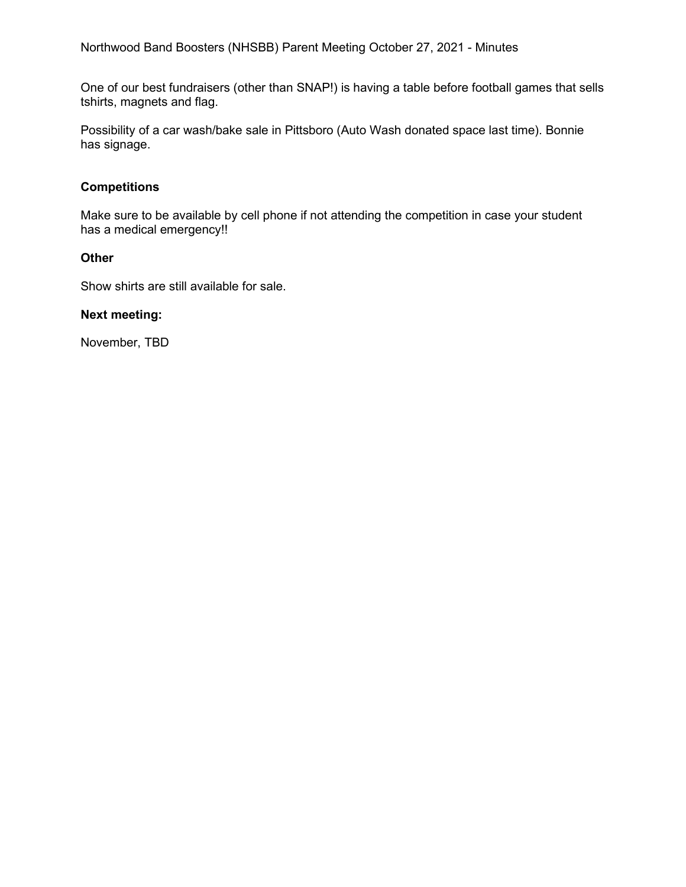One of our best fundraisers (other than SNAP!) is having a table before football games that sells tshirts, magnets and flag.

Possibility of a car wash/bake sale in Pittsboro (Auto Wash donated space last time). Bonnie has signage.

**Competitions**

Make sure to be available by cell phone if not attending the competition in case your student has a medical emergency!!

**Other**

Show shirts are still available for sale.

**Next meeting:**

November, TBD